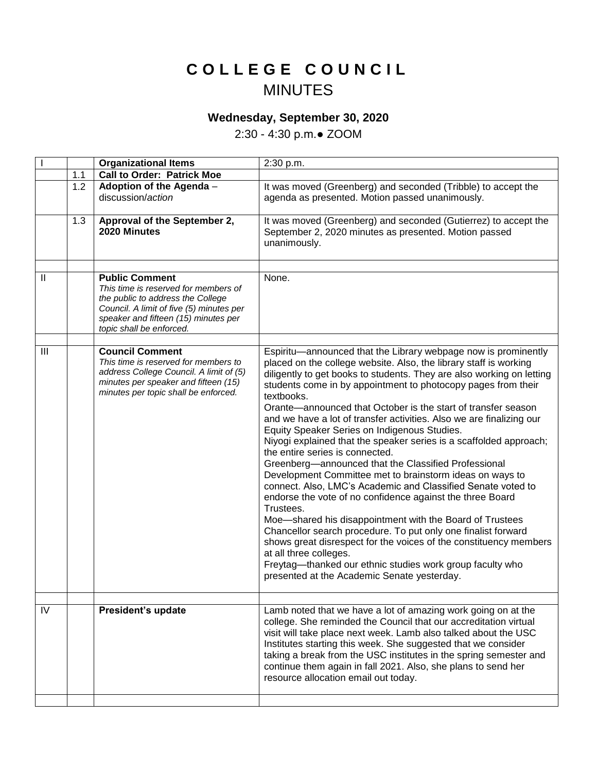# COLLEGE COUNCIL
## MINUTES

### Wednesday, September 30, 2020

2:30 - 4:30 p.m.● ZOOM

| | | | |
|---|---|---|---|
| I | | **Organizational Items** | 2:30 p.m. |
| | 1.1 | **Call to Order: Patrick Moe** | |
| | 1.2 | **Adoption of the Agenda** – discussion/*action* | It was moved (Greenberg) and seconded (Tribble) to accept the agenda as presented. Motion passed unanimously. |
| | 1.3 | **Approval of the September 2, 2020 Minutes** | It was moved (Greenberg) and seconded (Gutierrez) to accept the September 2, 2020 minutes as presented. Motion passed unanimously. |
| | | | |
| II | | **Public Comment** *This time is reserved for members of the public to address the College Council. A limit of five (5) minutes per speaker and fifteen (15) minutes per topic shall be enforced.* | None. |
| | | | |
| III | | **Council Comment** *This time is reserved for members to address College Council. A limit of (5) minutes per speaker and fifteen (15) minutes per topic shall be enforced.* | Espiritu—announced that the Library webpage now is prominently placed on the college website. Also, the library staff is working diligently to get books to students. They are also working on letting students come in by appointment to photocopy pages from their textbooks. Orante—announced that October is the start of transfer season and we have a lot of transfer activities. Also we are finalizing our Equity Speaker Series on Indigenous Studies. Niyogi explained that the speaker series is a scaffolded approach; the entire series is connected. Greenberg—announced that the Classified Professional Development Committee met to brainstorm ideas on ways to connect. Also, LMC's Academic and Classified Senate voted to endorse the vote of no confidence against the three Board Trustees. Moe—shared his disappointment with the Board of Trustees Chancellor search procedure. To put only one finalist forward shows great disrespect for the voices of the constituency members at all three colleges. Freytag—thanked our ethnic studies work group faculty who presented at the Academic Senate yesterday. |
| | | | |
| IV | | **President's update** | Lamb noted that we have a lot of amazing work going on at the college. She reminded the Council that our accreditation virtual visit will take place next week. Lamb also talked about the USC Institutes starting this week. She suggested that we consider taking a break from the USC institutes in the spring semester and continue them again in fall 2021. Also, she plans to send her resource allocation email out today. |
| | | | |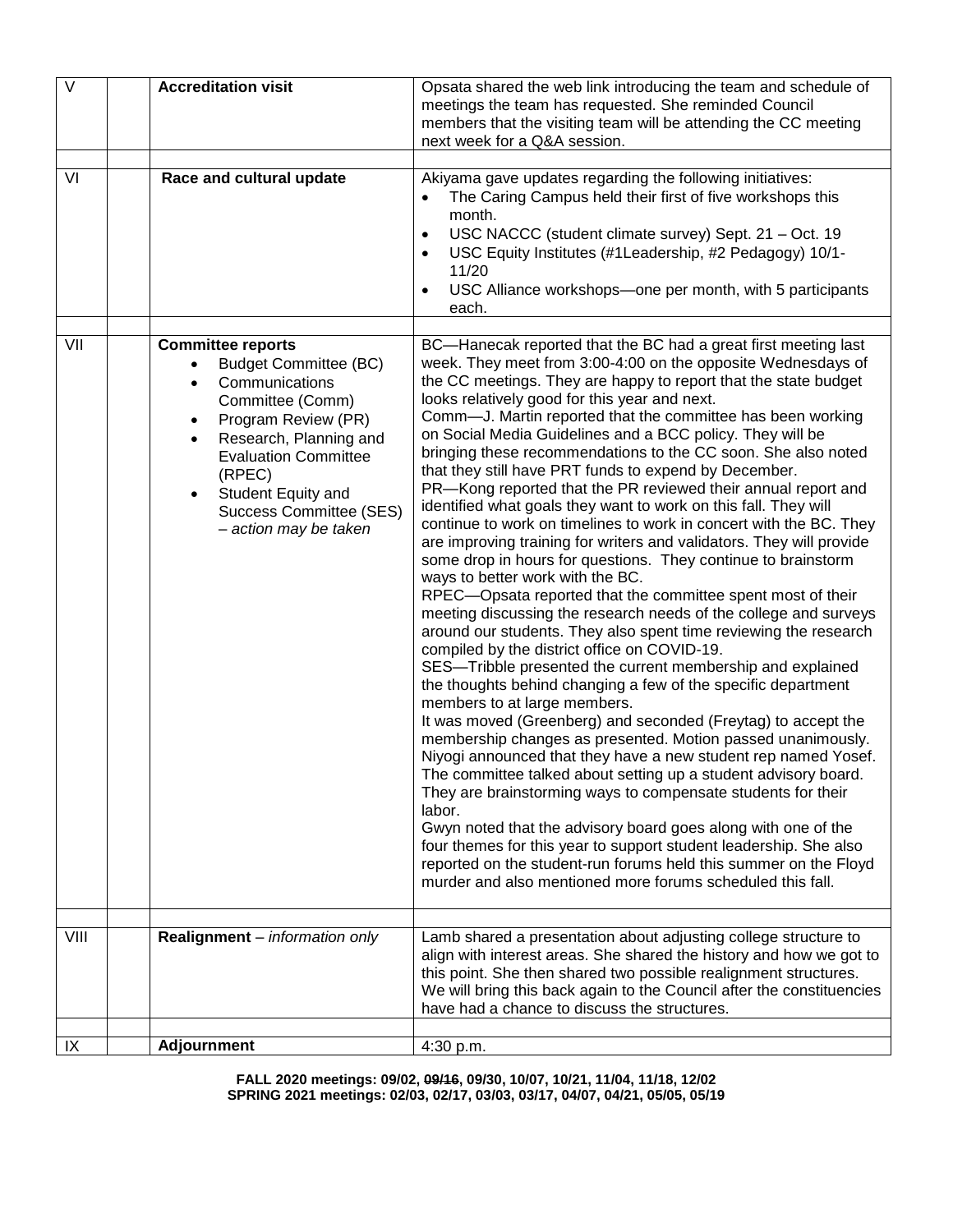| | | | |
|---|---|---|---|
| V | | **Accreditation visit** | Opsata shared the web link introducing the team and schedule of meetings the team has requested. She reminded Council members that the visiting team will be attending the CC meeting next week for a Q&A session. |
| | | | |
| VI | | **Race and cultural update** | Akiyama gave updates regarding the following initiatives:<br>• The Caring Campus held their first of five workshops this month.<br>• USC NACCC (student climate survey) Sept. 21 – Oct. 19<br>• USC Equity Institutes (#1Leadership, #2 Pedagogy) 10/1-11/20<br>• USC Alliance workshops—one per month, with 5 participants each. |
| | | | |
| VII | | **Committee reports**<br>• Budget Committee (BC)<br>• Communications Committee (Comm)<br>• Program Review (PR)<br>• Research, Planning and Evaluation Committee (RPEC)<br>• Student Equity and Success Committee (SES) *– action may be taken* | BC—Hanecak reported that the BC had a great first meeting last week. They meet from 3:00-4:00 on the opposite Wednesdays of the CC meetings. They are happy to report that the state budget looks relatively good for this year and next.<br>Comm—J. Martin reported that the committee has been working on Social Media Guidelines and a BCC policy. They will be bringing these recommendations to the CC soon. She also noted that they still have PRT funds to expend by December.<br>PR—Kong reported that the PR reviewed their annual report and identified what goals they want to work on this fall. They will continue to work on timelines to work in concert with the BC. They are improving training for writers and validators. They will provide some drop in hours for questions. They continue to brainstorm ways to better work with the BC.<br>RPEC—Opsata reported that the committee spent most of their meeting discussing the research needs of the college and surveys around our students. They also spent time reviewing the research compiled by the district office on COVID-19.<br>SES—Tribble presented the current membership and explained the thoughts behind changing a few of the specific department members to at large members.<br>It was moved (Greenberg) and seconded (Freytag) to accept the membership changes as presented. Motion passed unanimously.<br>Niyogi announced that they have a new student rep named Yosef. The committee talked about setting up a student advisory board. They are brainstorming ways to compensate students for their labor.<br>Gwyn noted that the advisory board goes along with one of the four themes for this year to support student leadership. She also reported on the student-run forums held this summer on the Floyd murder and also mentioned more forums scheduled this fall. |
| | | | |
| VIII | | **Realignment** – *information only* | Lamb shared a presentation about adjusting college structure to align with interest areas. She shared the history and how we got to this point. She then shared two possible realignment structures. We will bring this back again to the Council after the constituencies have had a chance to discuss the structures. |
| | | | |
| IX | | **Adjournment** | 4:30 p.m. |

**FALL 2020 meetings: 09/02, ~~09/16~~, 09/30, 10/07, 10/21, 11/04, 11/18, 12/02**
**SPRING 2021 meetings: 02/03, 02/17, 03/03, 03/17, 04/07, 04/21, 05/05, 05/19**